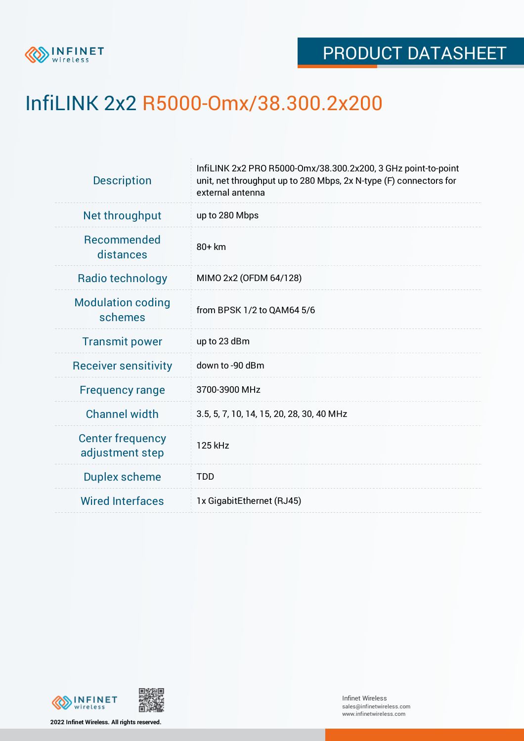PRODUCT DATASHEET

# InfiLINK 2x2 R5000-Omx/38.300.2x200

| | |
|---|---|
| Description | InfiLINK 2x2 PRO R5000-Omx/38.300.2x200, 3 GHz point-to-point unit, net throughput up to 280 Mbps, 2x N-type (F) connectors for external antenna |
| Net throughput | up to 280 Mbps |
| Recommended distances | 80+ km |
| Radio technology | MIMO 2x2 (OFDM 64/128) |
| Modulation coding schemes | from BPSK 1/2 to QAM64 5/6 |
| Transmit power | up to 23 dBm |
| Receiver sensitivity | down to -90 dBm |
| Frequency range | 3700-3900 MHz |
| Channel width | 3.5, 5, 7, 10, 14, 15, 20, 28, 30, 40 MHz |
| Center frequency adjustment step | 125 kHz |
| Duplex scheme | TDD |
| Wired Interfaces | 1x GigabitEthernet (RJ45) |

2022 Infinet Wireless. All rights reserved.

Infinet Wireless
sales@infinetwireless.com
www.infinetwireless.com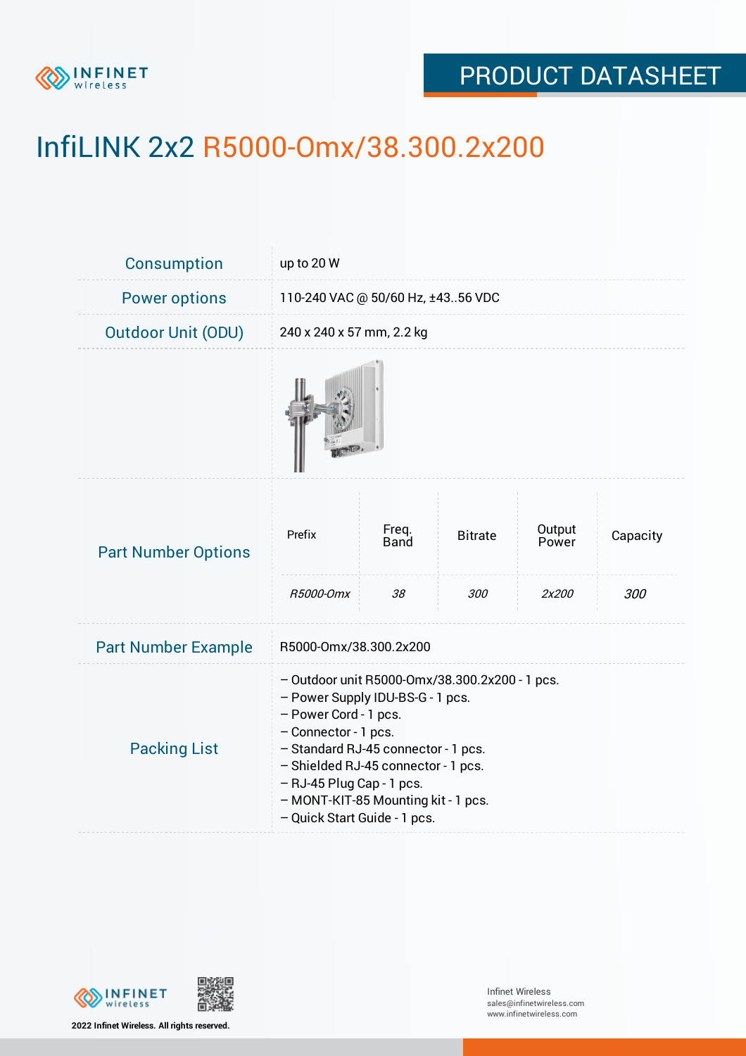# InfiLINK 2x2 R5000-Omx/38.300.2x200

| | |
|---|---|
| Consumption | up to 20 W |
| Power options | 110-240 VAC @ 50/60 Hz, ±43..56 VDC |
| Outdoor Unit (ODU) | 240 x 240 x 57 mm, 2.2 kg |

**Part Number Options**

| Prefix | Freq. Band | Bitrate | Output Power | Capacity |
|---|---|---|---|---|
| *R5000-Omx* | *38* | *300* | *2x200* | *300* |

| | |
|---|---|
| Part Number Example | R5000-Omx/38.300.2x200 |

**Packing List**

– Outdoor unit R5000-Omx/38.300.2x200 - 1 pcs.
– Power Supply IDU-BS-G - 1 pcs.
– Power Cord - 1 pcs.
– Connector - 1 pcs.
– Standard RJ-45 connector - 1 pcs.
– Shielded RJ-45 connector - 1 pcs.
– RJ-45 Plug Cap - 1 pcs.
– MONT-KIT-85 Mounting kit - 1 pcs.
– Quick Start Guide - 1 pcs.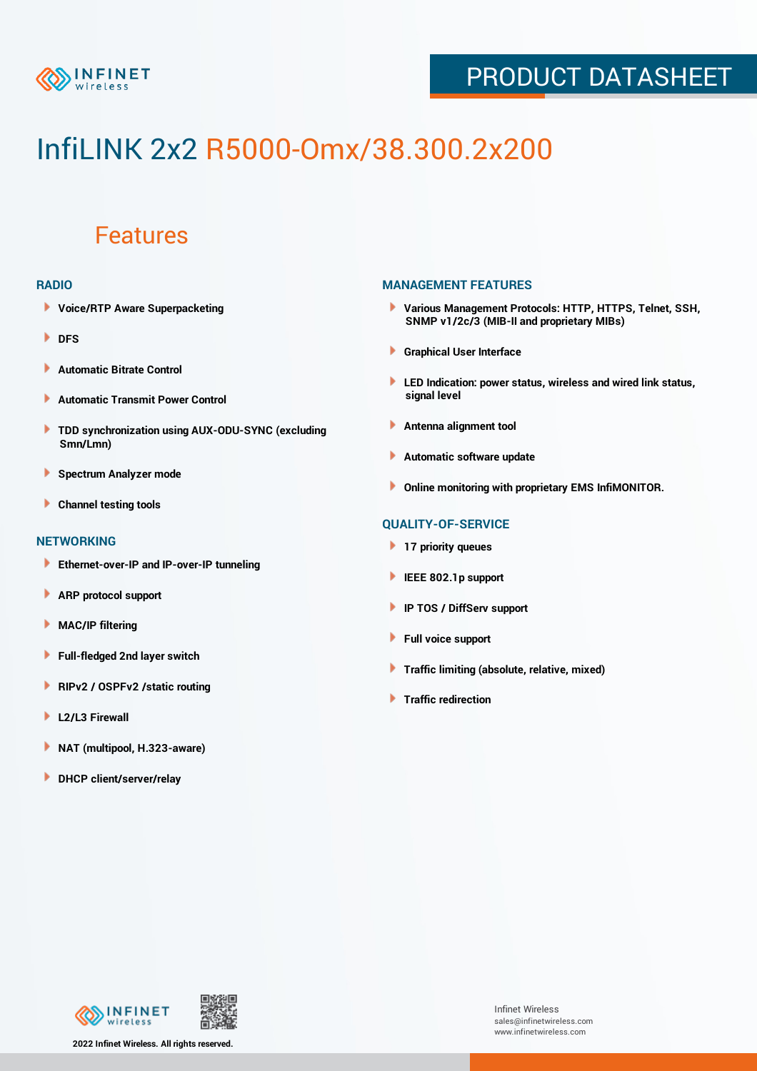# InfiLINK 2x2 R5000-Omx/38.300.2x200

## Features

### RADIO

- Voice/RTP Aware Superpacketing
- DFS
- Automatic Bitrate Control
- Automatic Transmit Power Control
- TDD synchronization using AUX-ODU-SYNC (excluding Smn/Lmn)
- Spectrum Analyzer mode
- Channel testing tools

### NETWORKING

- Ethernet-over-IP and IP-over-IP tunneling
- ARP protocol support
- MAC/IP filtering
- Full-fledged 2nd layer switch
- RIPv2 / OSPFv2 /static routing
- L2/L3 Firewall
- NAT (multipool, H.323-aware)
- DHCP client/server/relay

### MANAGEMENT FEATURES

- Various Management Protocols: HTTP, HTTPS, Telnet, SSH, SNMP v1/2c/3 (MIB-II and proprietary MIBs)
- Graphical User Interface
- LED Indication: power status, wireless and wired link status, signal level
- Antenna alignment tool
- Automatic software update
- Online monitoring with proprietary EMS InfiMONITOR.

### QUALITY-OF-SERVICE

- 17 priority queues
- IEEE 802.1p support
- IP TOS / DiffServ support
- Full voice support
- Traffic limiting (absolute, relative, mixed)
- Traffic redirection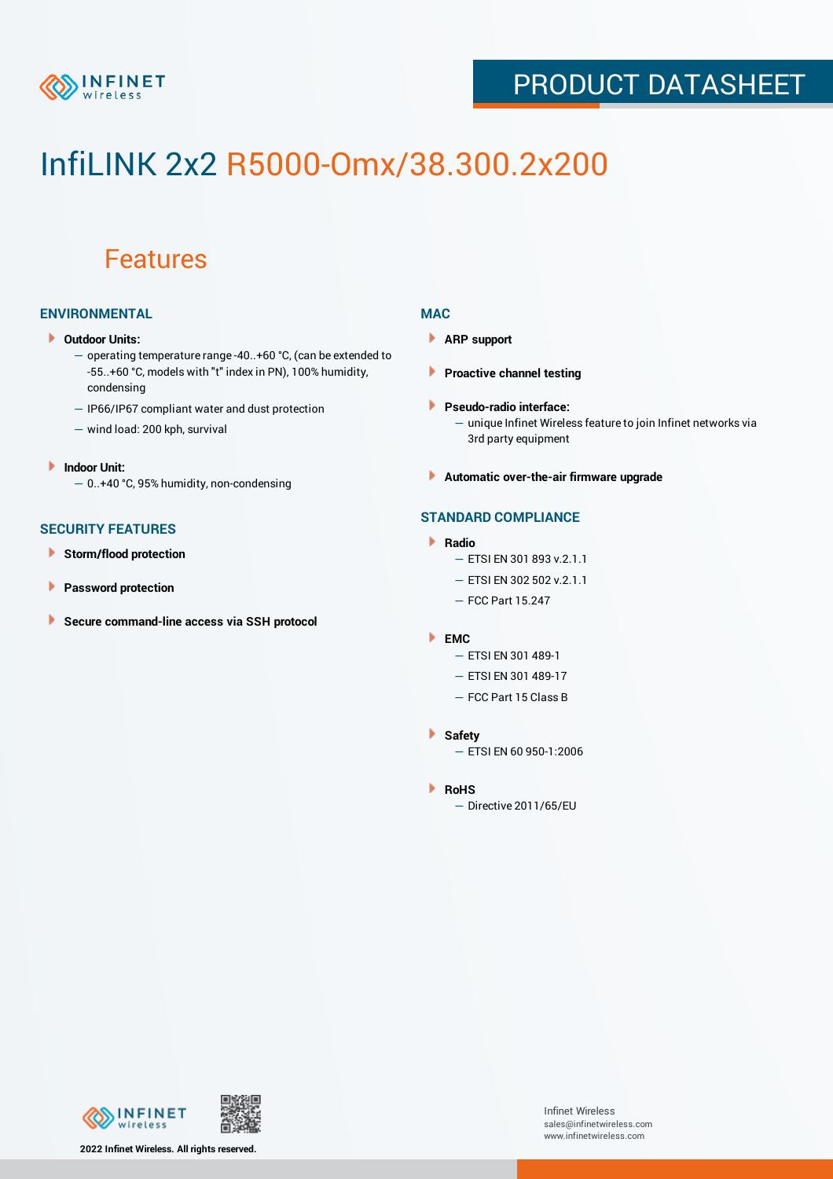# InfiLINK 2x2 R5000-Omx/38.300.2x200

## Features

### ENVIRONMENTAL

- **Outdoor Units:**
  - operating temperature range -40..+60 °C, (can be extended to -55..+60 °C, models with "t" index in PN), 100% humidity, condensing
  - IP66/IP67 compliant water and dust protection
  - wind load: 200 kph, survival
- **Indoor Unit:**
  - 0..+40 °C, 95% humidity, non-condensing

### SECURITY FEATURES

- **Storm/flood protection**
- **Password protection**
- **Secure command-line access via SSH protocol**

### MAC

- **ARP support**
- **Proactive channel testing**
- **Pseudo-radio interface:**
  - unique Infinet Wireless feature to join Infinet networks via 3rd party equipment
- **Automatic over-the-air firmware upgrade**

### STANDARD COMPLIANCE

- **Radio**
  - ETSI EN 301 893 v.2.1.1
  - ETSI EN 302 502 v.2.1.1
  - FCC Part 15.247
- **EMC**
  - ETSI EN 301 489-1
  - ETSI EN 301 489-17
  - FCC Part 15 Class B
- **Safety**
  - ETSI EN 60 950-1:2006
- **RoHS**
  - Directive 2011/65/EU

2022 Infinet Wireless. All rights reserved.

Infinet Wireless
sales@infinetwireless.com
www.infinetwireless.com